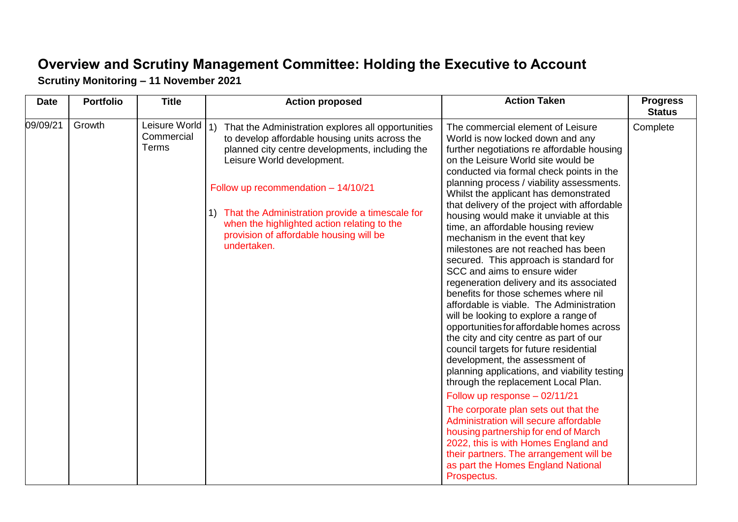# Overview and Scrutiny Management Committee: Holding the Executive to Account

**Scrutiny Monitoring – 11 November 2021**

| Date | Portfolio | Title | Action proposed | Action Taken | Progress Status |
|---|---|---|---|---|---|
| 09/09/21 | Growth | Leisure World Commercial Terms | 1) That the Administration explores all opportunities to develop affordable housing units across the planned city centre developments, including the Leisure World development.<br><br>Follow up recommendation – 14/10/21<br><br>1) That the Administration provide a timescale for when the highlighted action relating to the provision of affordable housing will be undertaken. | The commercial element of Leisure World is now locked down and any further negotiations re affordable housing on the Leisure World site would be conducted via formal check points in the planning process / viability assessments. Whilst the applicant has demonstrated that delivery of the project with affordable housing would make it unviable at this time, an affordable housing review mechanism in the event that key milestones are not reached has been secured. This approach is standard for SCC and aims to ensure wider regeneration delivery and its associated benefits for those schemes where nil affordable is viable. The Administration will be looking to explore a range of opportunities for affordable homes across the city and city centre as part of our council targets for future residential development, the assessment of planning applications, and viability testing through the replacement Local Plan.<br><br>Follow up response – 02/11/21<br><br>The corporate plan sets out that the Administration will secure affordable housing partnership for end of March 2022, this is with Homes England and their partners. The arrangement will be as part the Homes England National Prospectus. | Complete |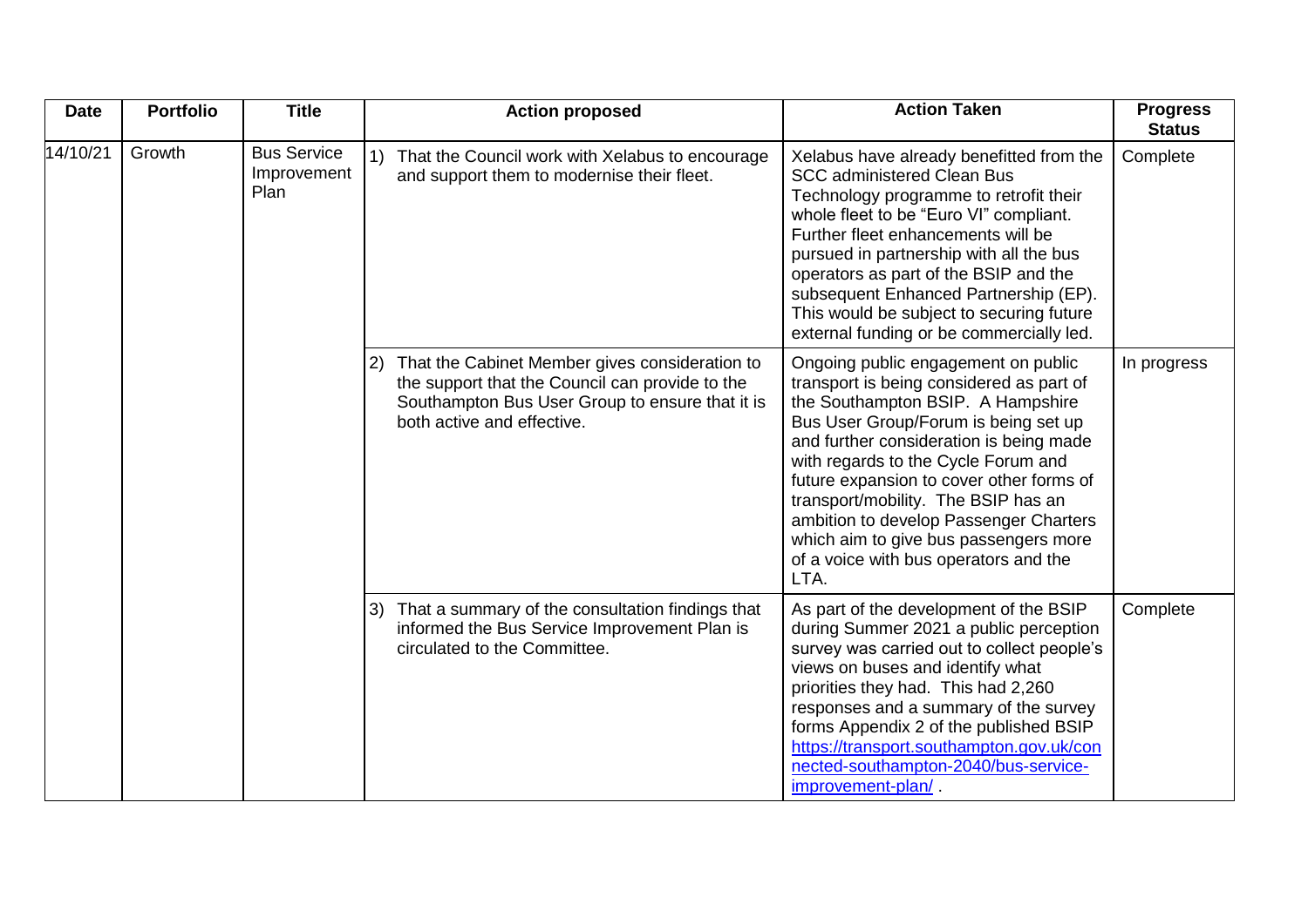| Date | Portfolio | Title | Action proposed | Action Taken | Progress Status |
|---|---|---|---|---|---|
| 14/10/21 | Growth | Bus Service Improvement Plan | 1) That the Council work with Xelabus to encourage and support them to modernise their fleet. | Xelabus have already benefitted from the SCC administered Clean Bus Technology programme to retrofit their whole fleet to be "Euro VI" compliant. Further fleet enhancements will be pursued in partnership with all the bus operators as part of the BSIP and the subsequent Enhanced Partnership (EP). This would be subject to securing future external funding or be commercially led. | Complete |
| | | | 2) That the Cabinet Member gives consideration to the support that the Council can provide to the Southampton Bus User Group to ensure that it is both active and effective. | Ongoing public engagement on public transport is being considered as part of the Southampton BSIP. A Hampshire Bus User Group/Forum is being set up and further consideration is being made with regards to the Cycle Forum and future expansion to cover other forms of transport/mobility. The BSIP has an ambition to develop Passenger Charters which aim to give bus passengers more of a voice with bus operators and the LTA. | In progress |
| | | | 3) That a summary of the consultation findings that informed the Bus Service Improvement Plan is circulated to the Committee. | As part of the development of the BSIP during Summer 2021 a public perception survey was carried out to collect people's views on buses and identify what priorities they had. This had 2,260 responses and a summary of the survey forms Appendix 2 of the published BSIP https://transport.southampton.gov.uk/connected-southampton-2040/bus-service-improvement-plan/ . | Complete |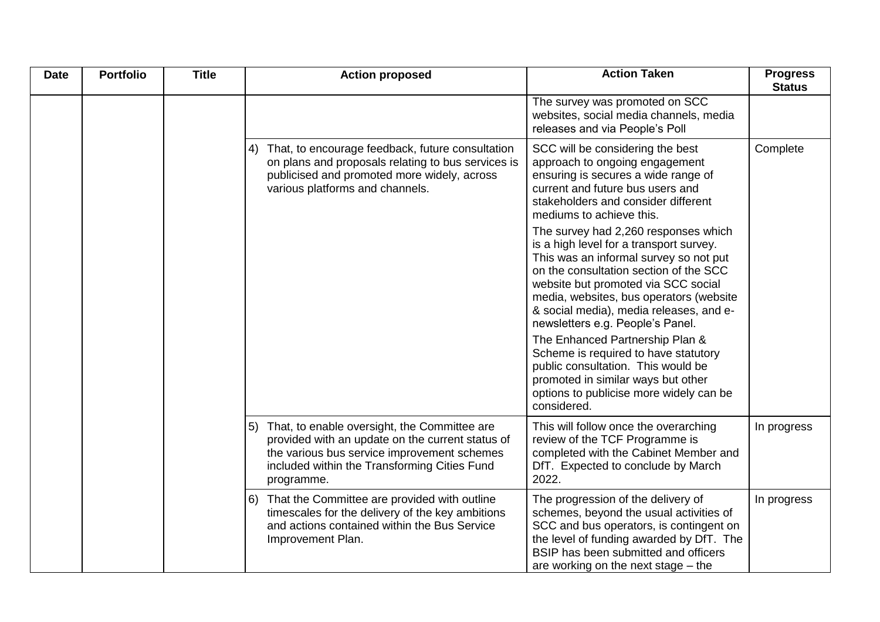| Date | Portfolio | Title | Action proposed | Action Taken | Progress Status |
|---|---|---|---|---|---|
| | | | | The survey was promoted on SCC websites, social media channels, media releases and via People's Poll | |
| | | | 4) That, to encourage feedback, future consultation on plans and proposals relating to bus services is publicised and promoted more widely, across various platforms and channels. | SCC will be considering the best approach to ongoing engagement ensuring is secures a wide range of current and future bus users and stakeholders and consider different mediums to achieve this.<br><br>The survey had 2,260 responses which is a high level for a transport survey. This was an informal survey so not put on the consultation section of the SCC website but promoted via SCC social media, websites, bus operators (website & social media), media releases, and e-newsletters e.g. People's Panel.<br><br>The Enhanced Partnership Plan & Scheme is required to have statutory public consultation. This would be promoted in similar ways but other options to publicise more widely can be considered. | Complete |
| | | | 5) That, to enable oversight, the Committee are provided with an update on the current status of the various bus service improvement schemes included within the Transforming Cities Fund programme. | This will follow once the overarching review of the TCF Programme is completed with the Cabinet Member and DfT. Expected to conclude by March 2022. | In progress |
| | | | 6) That the Committee are provided with outline timescales for the delivery of the key ambitions and actions contained within the Bus Service Improvement Plan. | The progression of the delivery of schemes, beyond the usual activities of SCC and bus operators, is contingent on the level of funding awarded by DfT. The BSIP has been submitted and officers are working on the next stage – the | In progress |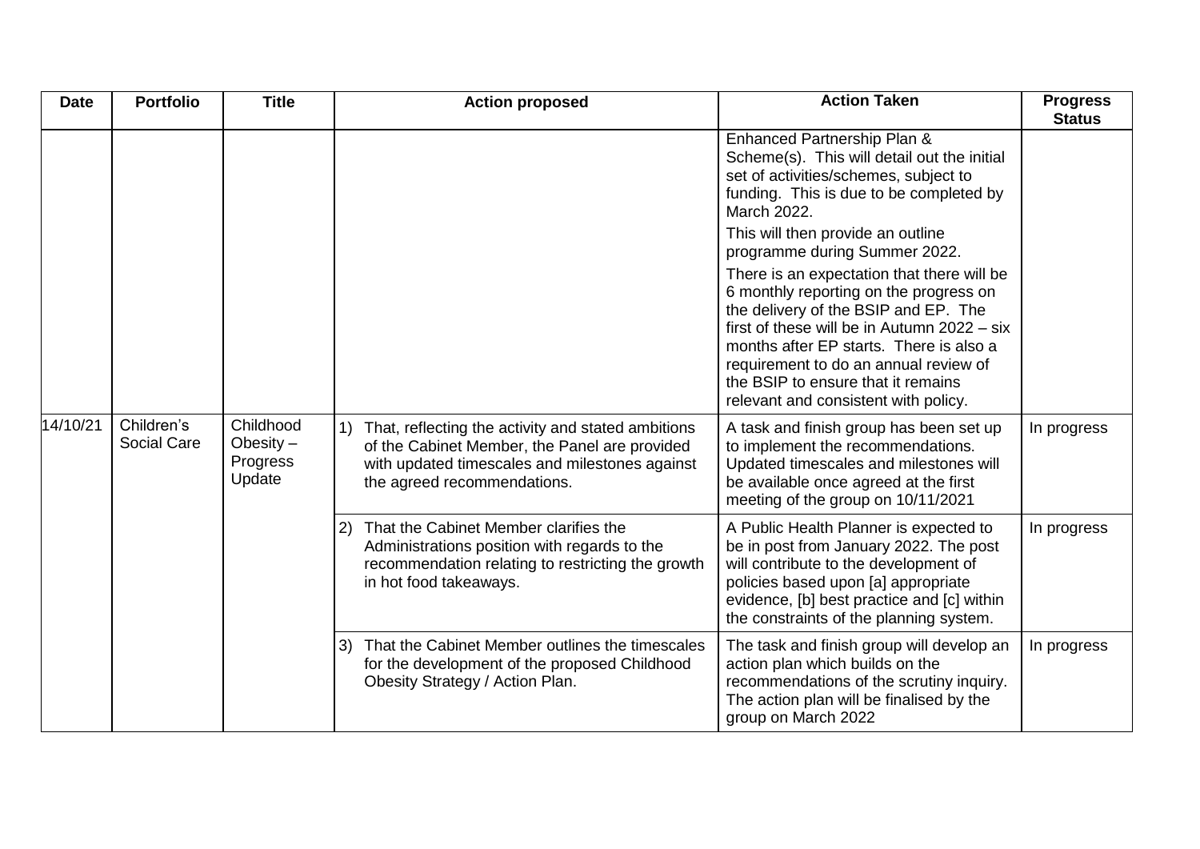| Date | Portfolio | Title | Action proposed | Action Taken | Progress Status |
|---|---|---|---|---|---|
| | | | | Enhanced Partnership Plan & Scheme(s). This will detail out the initial set of activities/schemes, subject to funding. This is due to be completed by March 2022.<br><br>This will then provide an outline programme during Summer 2022.<br><br>There is an expectation that there will be 6 monthly reporting on the progress on the delivery of the BSIP and EP. The first of these will be in Autumn 2022 – six months after EP starts. There is also a requirement to do an annual review of the BSIP to ensure that it remains relevant and consistent with policy. | |
| 14/10/21 | Children's Social Care | Childhood Obesity – Progress Update | 1) That, reflecting the activity and stated ambitions of the Cabinet Member, the Panel are provided with updated timescales and milestones against the agreed recommendations. | A task and finish group has been set up to implement the recommendations. Updated timescales and milestones will be available once agreed at the first meeting of the group on 10/11/2021 | In progress |
| | | | 2) That the Cabinet Member clarifies the Administrations position with regards to the recommendation relating to restricting the growth in hot food takeaways. | A Public Health Planner is expected to be in post from January 2022. The post will contribute to the development of policies based upon [a] appropriate evidence, [b] best practice and [c] within the constraints of the planning system. | In progress |
| | | | 3) That the Cabinet Member outlines the timescales for the development of the proposed Childhood Obesity Strategy / Action Plan. | The task and finish group will develop an action plan which builds on the recommendations of the scrutiny inquiry. The action plan will be finalised by the group on March 2022 | In progress |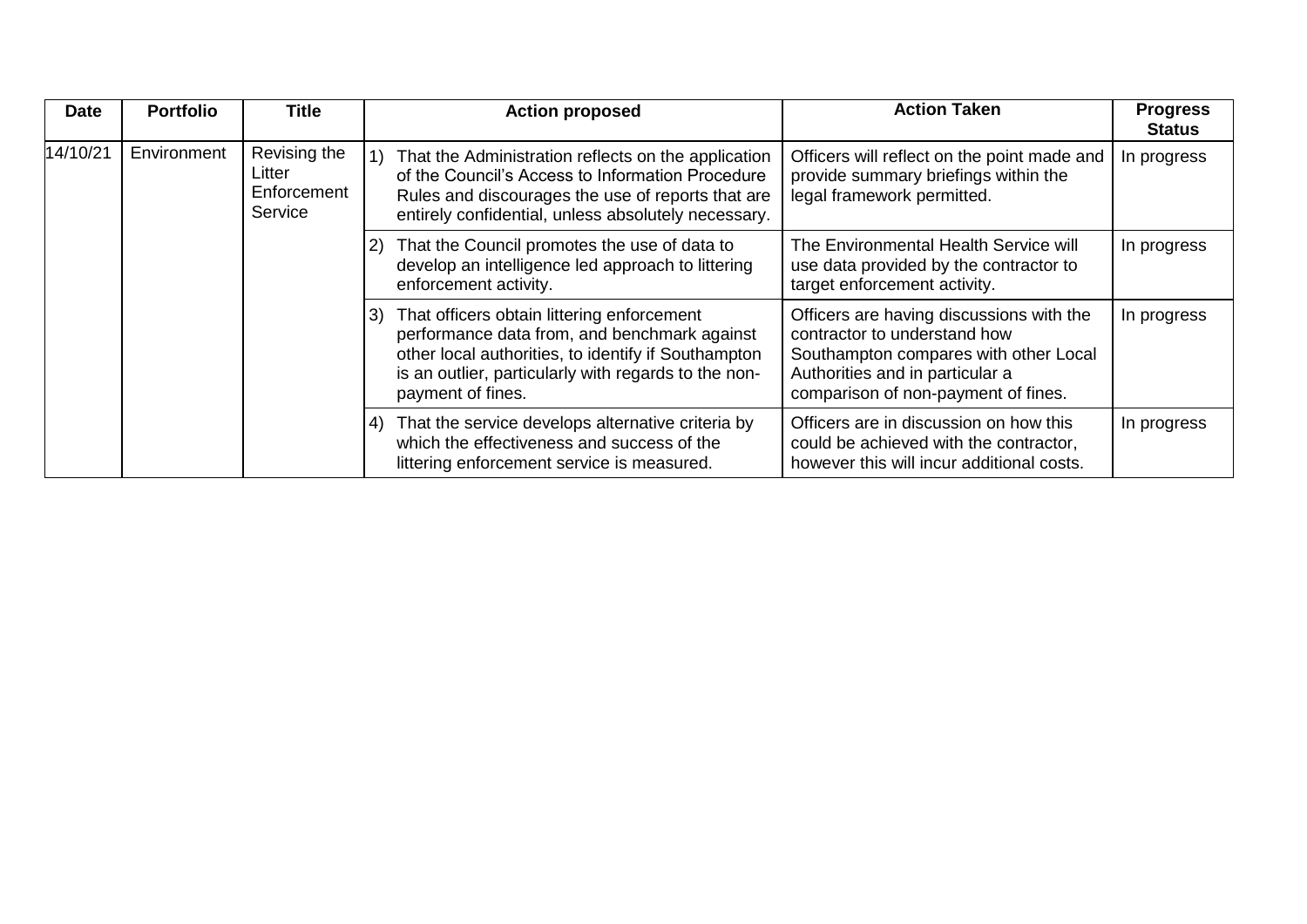| Date | Portfolio | Title | Action proposed | Action Taken | Progress Status |
|---|---|---|---|---|---|
| 14/10/21 | Environment | Revising the Litter Enforcement Service | 1) That the Administration reflects on the application of the Council's Access to Information Procedure Rules and discourages the use of reports that are entirely confidential, unless absolutely necessary. | Officers will reflect on the point made and provide summary briefings within the legal framework permitted. | In progress |
| | | | 2) That the Council promotes the use of data to develop an intelligence led approach to littering enforcement activity. | The Environmental Health Service will use data provided by the contractor to target enforcement activity. | In progress |
| | | | 3) That officers obtain littering enforcement performance data from, and benchmark against other local authorities, to identify if Southampton is an outlier, particularly with regards to the non-payment of fines. | Officers are having discussions with the contractor to understand how Southampton compares with other Local Authorities and in particular a comparison of non-payment of fines. | In progress |
| | | | 4) That the service develops alternative criteria by which the effectiveness and success of the littering enforcement service is measured. | Officers are in discussion on how this could be achieved with the contractor, however this will incur additional costs. | In progress |